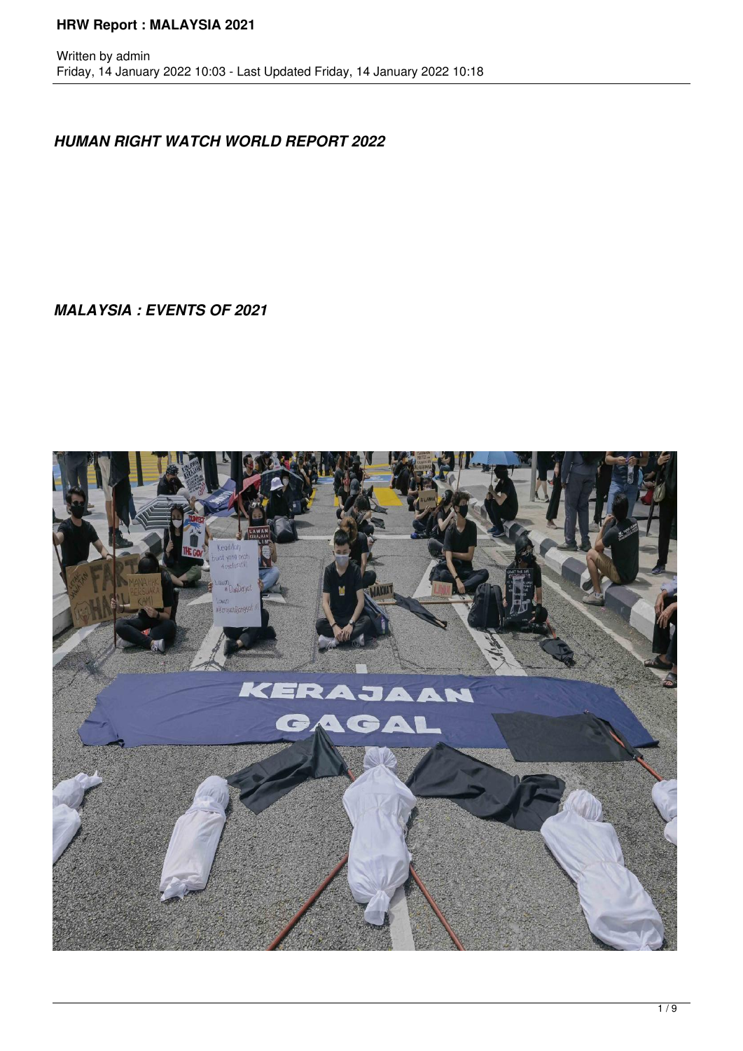***HUMAN RIGHT WATCH WORLD REPORT 2022***

***MALAYSIA : EVENTS OF 2021***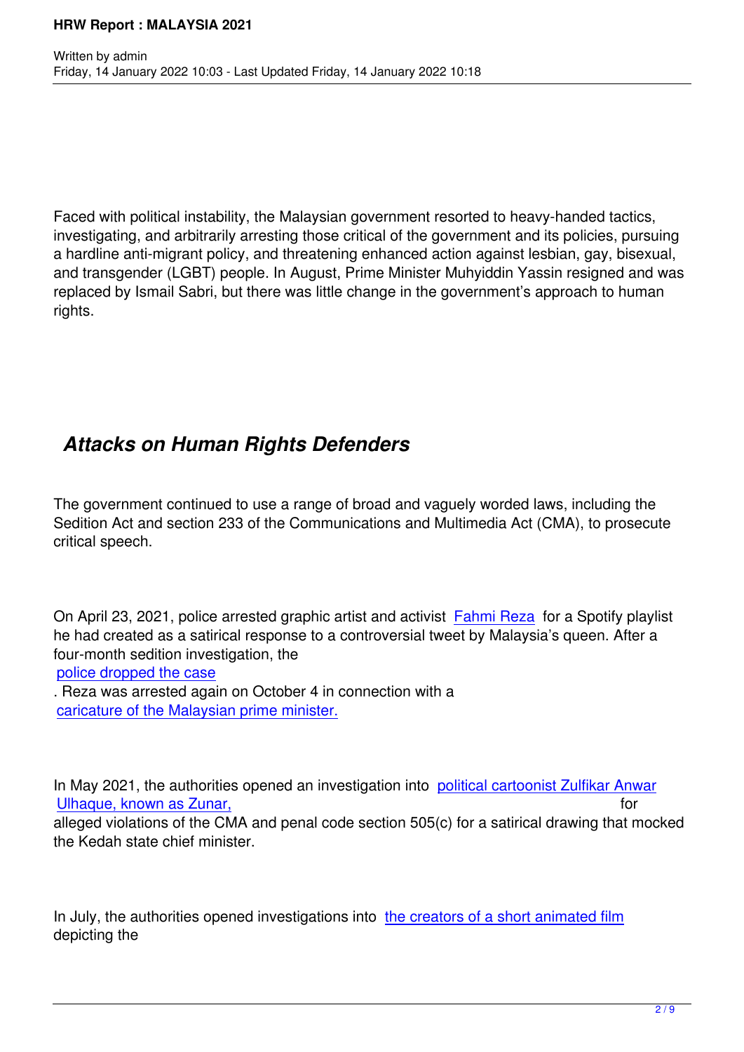Faced with political instability, the Malaysian government resorted to heavy-handed tactics, investigating, and arbitrarily arresting those critical of the government and its policies, pursuing a hardline anti-migrant policy, and threatening enhanced action against lesbian, gay, bisexual, and transgender (LGBT) people. In August, Prime Minister Muhyiddin Yassin resigned and was replaced by Ismail Sabri, but there was little change in the government's approach to human rights.

## *Attacks on Human Rights Defenders*

The government continued to use a range of broad and vaguely worded laws, including the Sedition Act and section 233 of the Communications and Multimedia Act (CMA), to prosecute critical speech.

On April 23, 2021, police arrested graphic artist and activist Fahmi Reza for a Spotify playlist he had created as a satirical response to a controversial tweet by Malaysia's queen. After a four-month sedition investigation, the police dropped the case. Reza was arrested again on October 4 in connection with a caricature of the Malaysian prime minister.

In May 2021, the authorities opened an investigation into political cartoonist Zulfikar Anwar Ulhaque, known as Zunar, for alleged violations of the CMA and penal code section 505(c) for a satirical drawing that mocked the Kedah state chief minister.

In July, the authorities opened investigations into the creators of a short animated film depicting the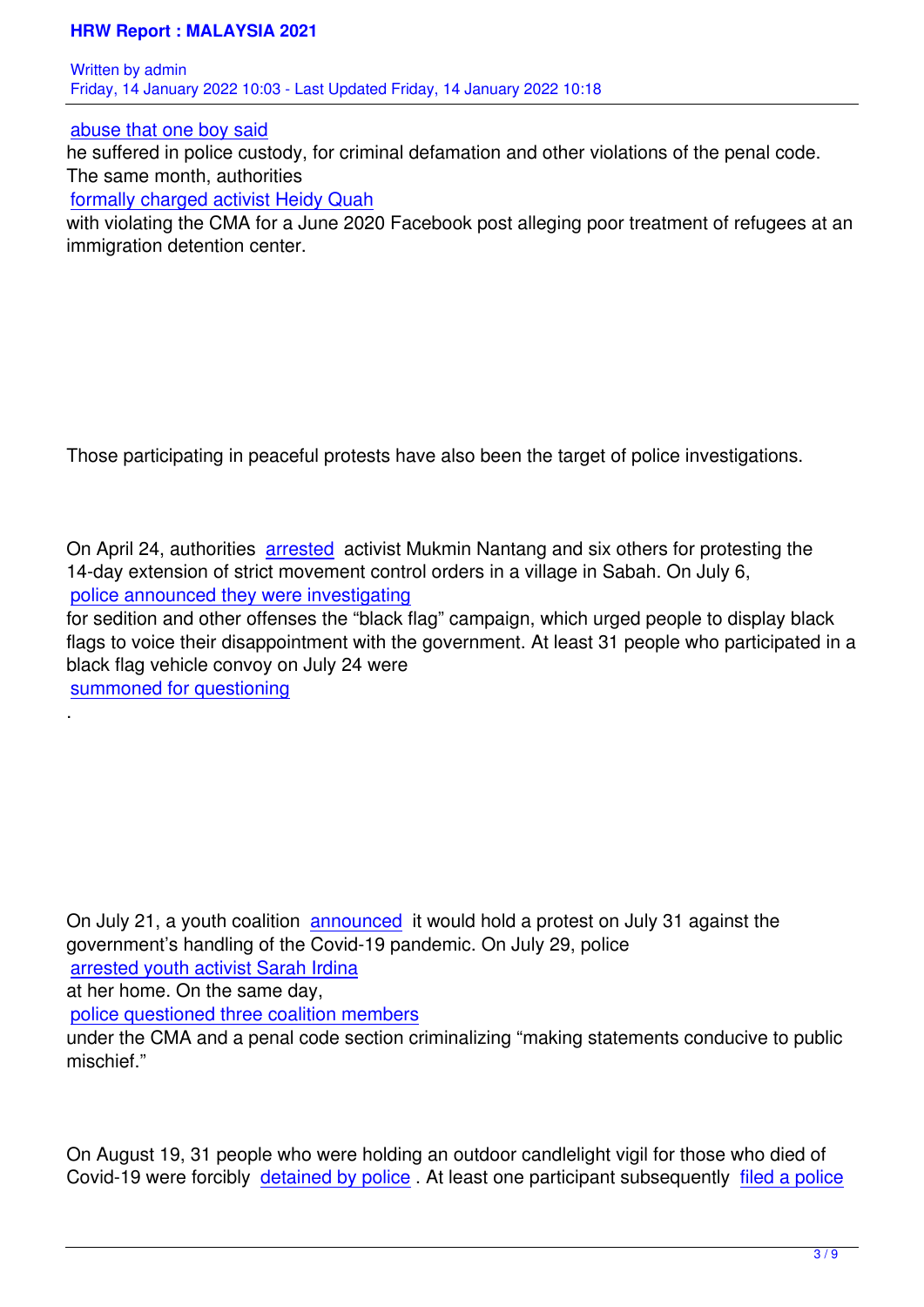abuse that one boy said he suffered in police custody, for criminal defamation and other violations of the penal code. The same month, authorities formally charged activist Heidy Quah with violating the CMA for a June 2020 Facebook post alleging poor treatment of refugees at an immigration detention center.

Those participating in peaceful protests have also been the target of police investigations.

On April 24, authorities arrested activist Mukmin Nantang and six others for protesting the 14-day extension of strict movement control orders in a village in Sabah. On July 6, police announced they were investigating for sedition and other offenses the "black flag" campaign, which urged people to display black flags to voice their disappointment with the government. At least 31 people who participated in a black flag vehicle convoy on July 24 were summoned for questioning.

On July 21, a youth coalition announced it would hold a protest on July 31 against the government's handling of the Covid-19 pandemic. On July 29, police arrested youth activist Sarah Irdina at her home. On the same day, police questioned three coalition members under the CMA and a penal code section criminalizing "making statements conducive to public mischief."

On August 19, 31 people who were holding an outdoor candlelight vigil for those who died of Covid-19 were forcibly detained by police. At least one participant subsequently filed a police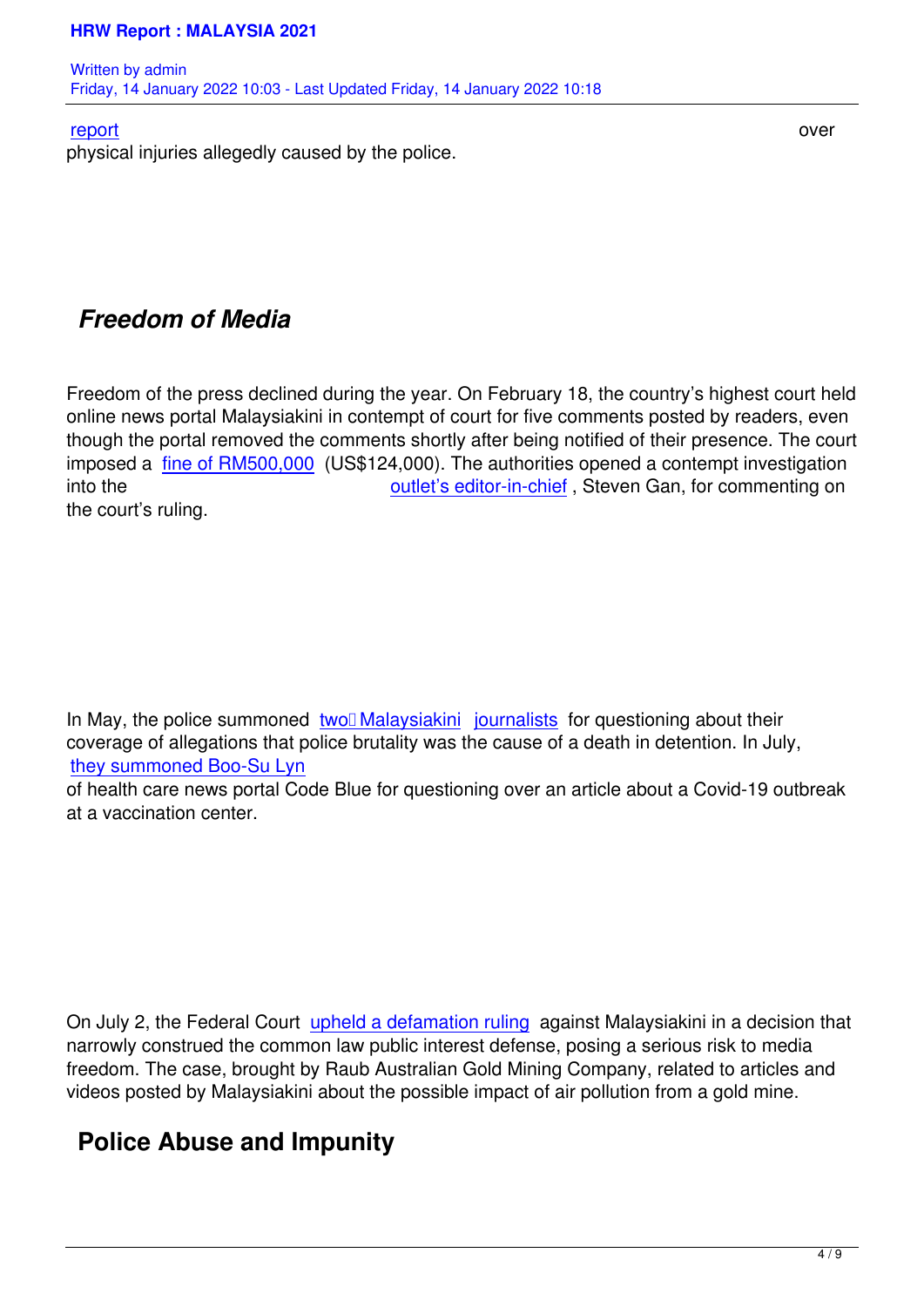report over physical injuries allegedly caused by the police.

## *Freedom of Media*

Freedom of the press declined during the year. On February 18, the country's highest court held online news portal Malaysiakini in contempt of court for five comments posted by readers, even though the portal removed the comments shortly after being notified of their presence. The court imposed a fine of RM500,000 (US$124,000). The authorities opened a contempt investigation into the outlet's editor-in-chief, Steven Gan, for commenting on the court's ruling.

In May, the police summoned two Malaysiakini journalists for questioning about their coverage of allegations that police brutality was the cause of a death in detention. In July, they summoned Boo-Su Lyn of health care news portal Code Blue for questioning over an article about a Covid-19 outbreak at a vaccination center.

On July 2, the Federal Court upheld a defamation ruling against Malaysiakini in a decision that narrowly construed the common law public interest defense, posing a serious risk to media freedom. The case, brought by Raub Australian Gold Mining Company, related to articles and videos posted by Malaysiakini about the possible impact of air pollution from a gold mine.

## Police Abuse and Impunity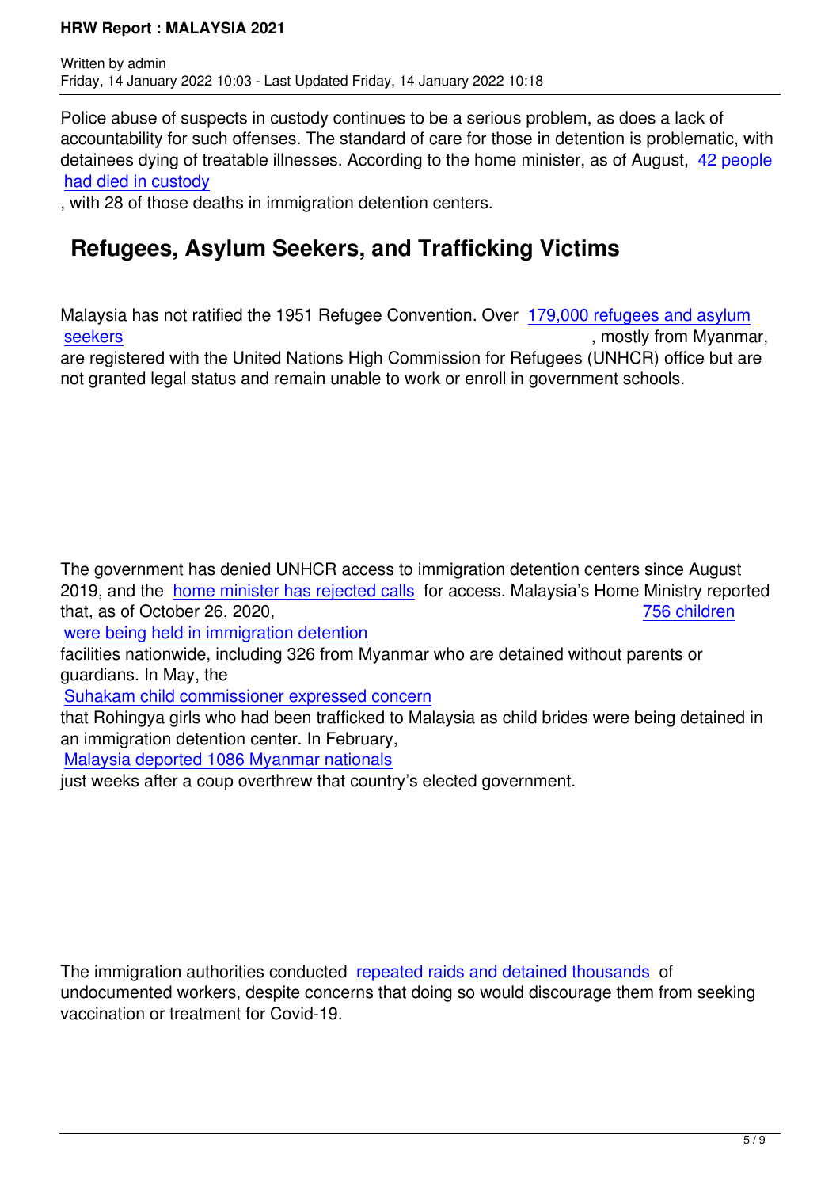Police abuse of suspects in custody continues to be a serious problem, as does a lack of accountability for such offenses. The standard of care for those in detention is problematic, with detainees dying of treatable illnesses. According to the home minister, as of August, 42 people had died in custody, with 28 of those deaths in immigration detention centers.

## Refugees, Asylum Seekers, and Trafficking Victims

Malaysia has not ratified the 1951 Refugee Convention. Over 179,000 refugees and asylum seekers, mostly from Myanmar, are registered with the United Nations High Commission for Refugees (UNHCR) office but are not granted legal status and remain unable to work or enroll in government schools.

The government has denied UNHCR access to immigration detention centers since August 2019, and the home minister has rejected calls for access. Malaysia's Home Ministry reported that, as of October 26, 2020, 756 children were being held in immigration detention facilities nationwide, including 326 from Myanmar who are detained without parents or guardians. In May, the Suhakam child commissioner expressed concern that Rohingya girls who had been trafficked to Malaysia as child brides were being detained in an immigration detention center. In February, Malaysia deported 1086 Myanmar nationals just weeks after a coup overthrew that country's elected government.

The immigration authorities conducted repeated raids and detained thousands of undocumented workers, despite concerns that doing so would discourage them from seeking vaccination or treatment for Covid-19.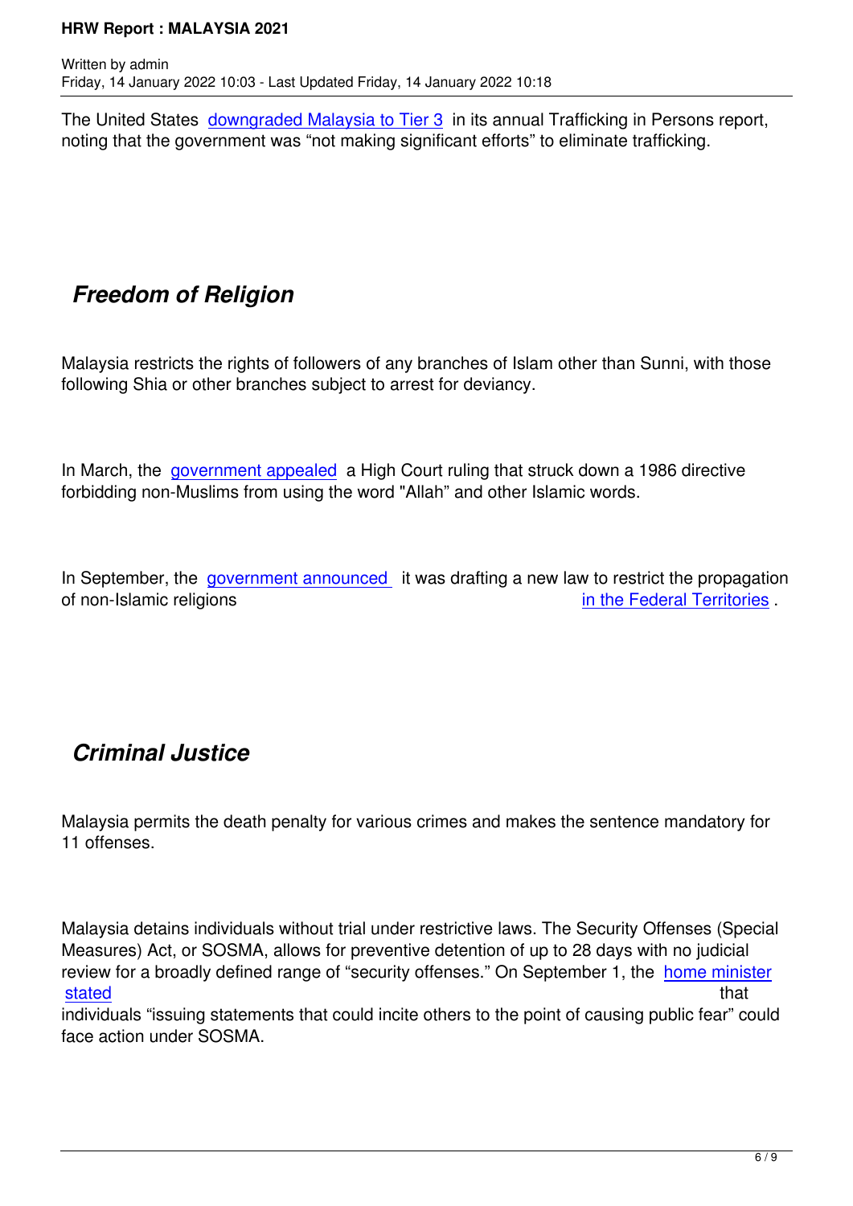The United States downgraded Malaysia to Tier 3 in its annual Trafficking in Persons report, noting that the government was "not making significant efforts" to eliminate trafficking.

## *Freedom of Religion*

Malaysia restricts the rights of followers of any branches of Islam other than Sunni, with those following Shia or other branches subject to arrest for deviancy.

In March, the government appealed a High Court ruling that struck down a 1986 directive forbidding non-Muslims from using the word "Allah" and other Islamic words.

In September, the government announced it was drafting a new law to restrict the propagation of non-Islamic religions in the Federal Territories.

## *Criminal Justice*

Malaysia permits the death penalty for various crimes and makes the sentence mandatory for 11 offenses.

Malaysia detains individuals without trial under restrictive laws. The Security Offenses (Special Measures) Act, or SOSMA, allows for preventive detention of up to 28 days with no judicial review for a broadly defined range of "security offenses." On September 1, the home minister stated that individuals "issuing statements that could incite others to the point of causing public fear" could face action under SOSMA.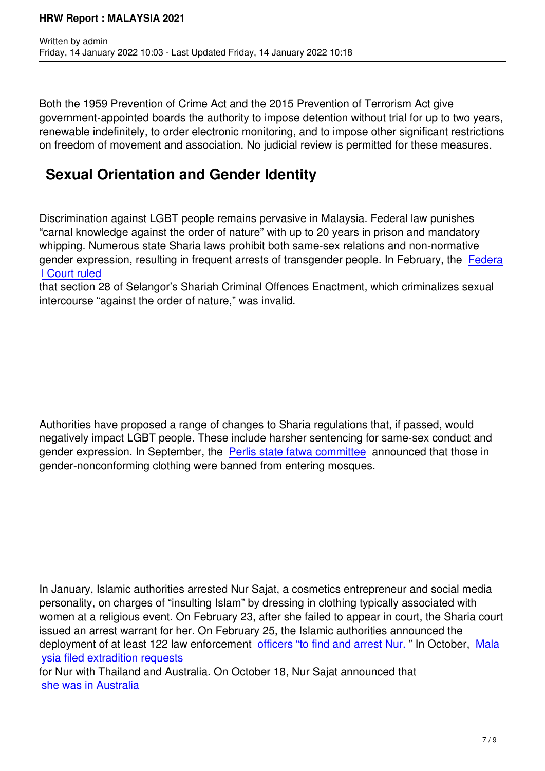Both the 1959 Prevention of Crime Act and the 2015 Prevention of Terrorism Act give government-appointed boards the authority to impose detention without trial for up to two years, renewable indefinitely, to order electronic monitoring, and to impose other significant restrictions on freedom of movement and association. No judicial review is permitted for these measures.

## Sexual Orientation and Gender Identity

Discrimination against LGBT people remains pervasive in Malaysia. Federal law punishes “carnal knowledge against the order of nature” with up to 20 years in prison and mandatory whipping. Numerous state Sharia laws prohibit both same-sex relations and non-normative gender expression, resulting in frequent arrests of transgender people. In February, the Federal Court ruled that section 28 of Selangor’s Shariah Criminal Offences Enactment, which criminalizes sexual intercourse “against the order of nature,” was invalid.

Authorities have proposed a range of changes to Sharia regulations that, if passed, would negatively impact LGBT people. These include harsher sentencing for same-sex conduct and gender expression. In September, the Perlis state fatwa committee announced that those in gender-nonconforming clothing were banned from entering mosques.

In January, Islamic authorities arrested Nur Sajat, a cosmetics entrepreneur and social media personality, on charges of “insulting Islam” by dressing in clothing typically associated with women at a religious event. On February 23, after she failed to appear in court, the Sharia court issued an arrest warrant for her. On February 25, the Islamic authorities announced the deployment of at least 122 law enforcement officers “to find and arrest Nur.” In October, Malaysia filed extradition requests for Nur with Thailand and Australia. On October 18, Nur Sajat announced that she was in Australia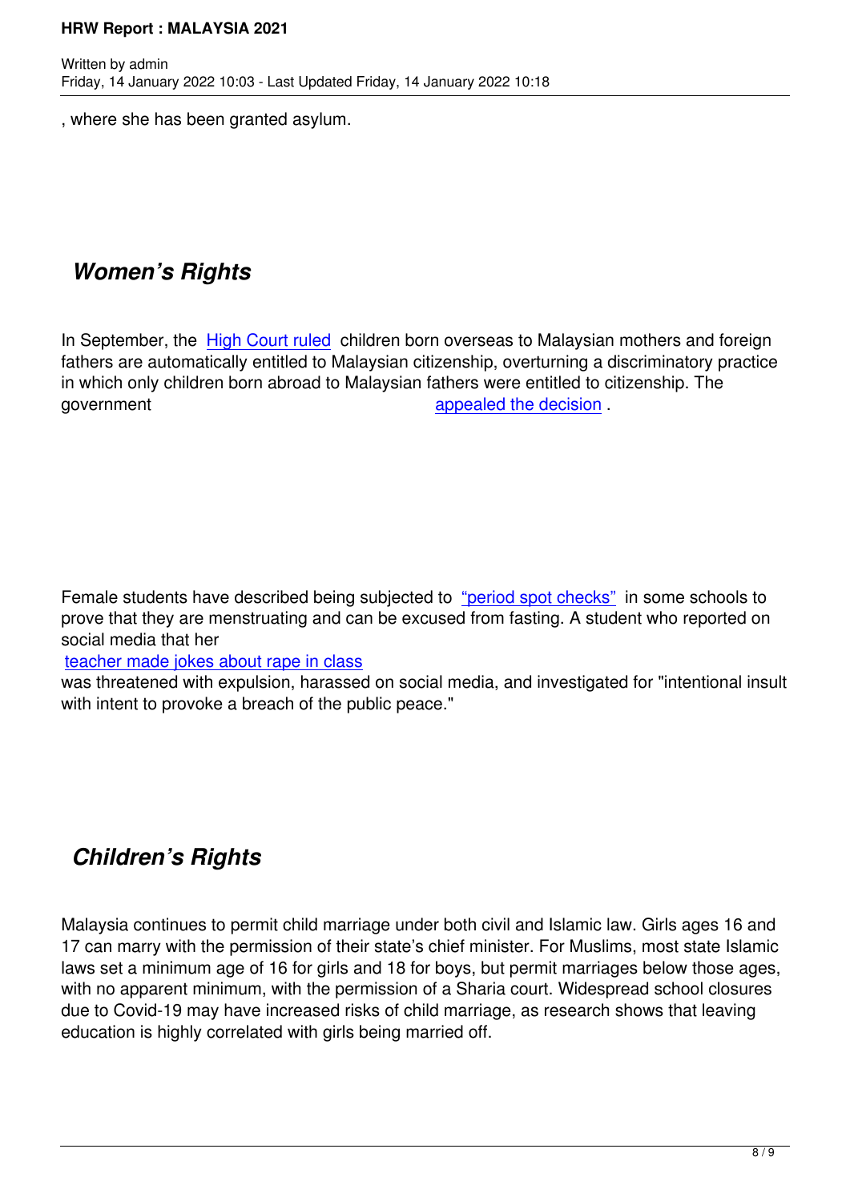, where she has been granted asylum.

## *Women's Rights*

In September, the High Court ruled children born overseas to Malaysian mothers and foreign fathers are automatically entitled to Malaysian citizenship, overturning a discriminatory practice in which only children born abroad to Malaysian fathers were entitled to citizenship. The government appealed the decision.

Female students have described being subjected to "period spot checks" in some schools to prove that they are menstruating and can be excused from fasting. A student who reported on social media that her teacher made jokes about rape in class was threatened with expulsion, harassed on social media, and investigated for "intentional insult with intent to provoke a breach of the public peace."

## *Children's Rights*

Malaysia continues to permit child marriage under both civil and Islamic law. Girls ages 16 and 17 can marry with the permission of their state's chief minister. For Muslims, most state Islamic laws set a minimum age of 16 for girls and 18 for boys, but permit marriages below those ages, with no apparent minimum, with the permission of a Sharia court. Widespread school closures due to Covid-19 may have increased risks of child marriage, as research shows that leaving education is highly correlated with girls being married off.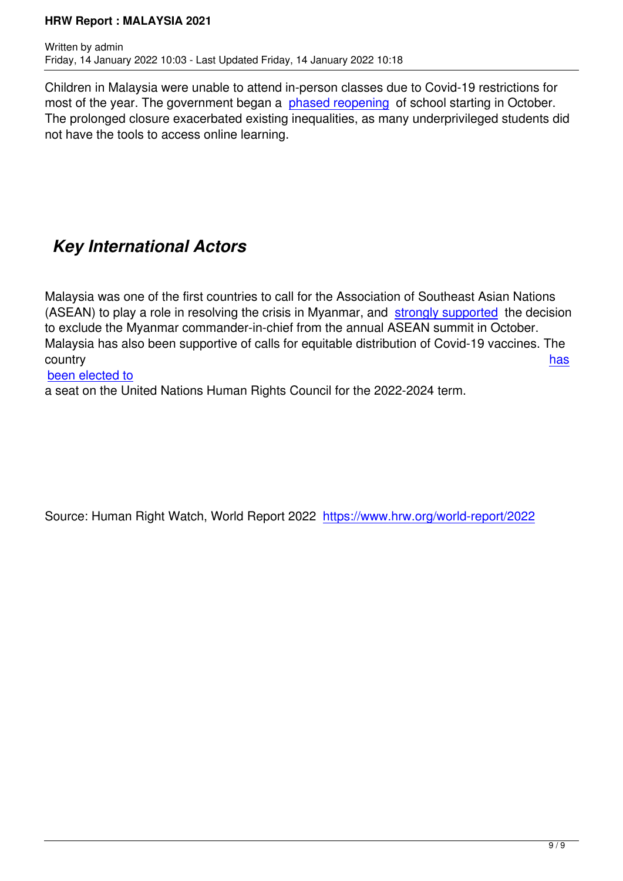Children in Malaysia were unable to attend in-person classes due to Covid-19 restrictions for most of the year. The government began a phased reopening of school starting in October. The prolonged closure exacerbated existing inequalities, as many underprivileged students did not have the tools to access online learning.

## *Key International Actors*

Malaysia was one of the first countries to call for the Association of Southeast Asian Nations (ASEAN) to play a role in resolving the crisis in Myanmar, and strongly supported the decision to exclude the Myanmar commander-in-chief from the annual ASEAN summit in October. Malaysia has also been supportive of calls for equitable distribution of Covid-19 vaccines. The country has been elected to a seat on the United Nations Human Rights Council for the 2022-2024 term.

Source: Human Right Watch, World Report 2022 https://www.hrw.org/world-report/2022